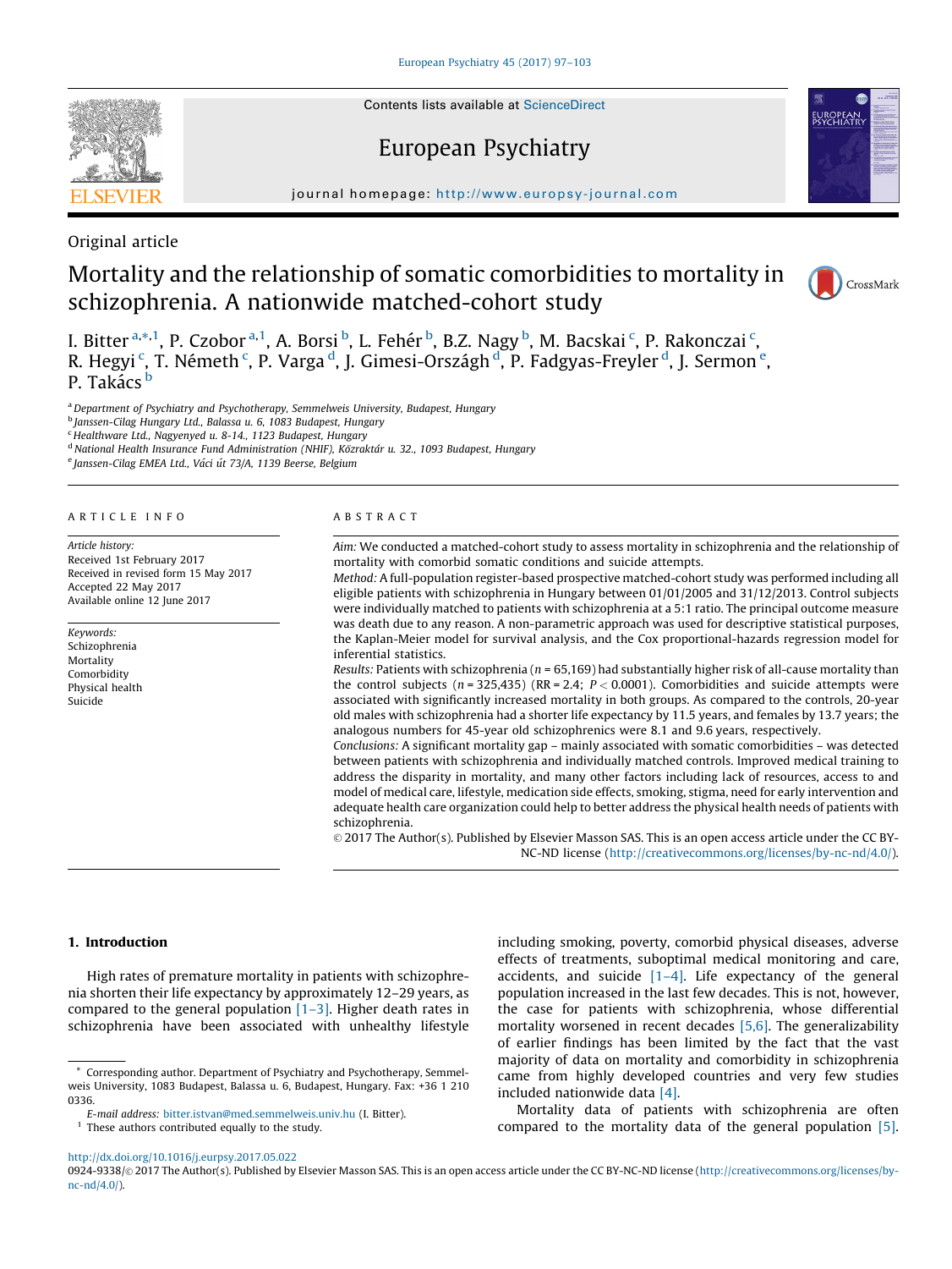Original article

# Mortality and the relationship of somatic comorbidities to mortality in schizophrenia. A nationwide matched-cohort study

I. Bitter[a,*,1], P. Czobor[a,1], A. Borsi[b], L. Fehér[b], B.Z. Nagy[b], M. Bacskai[c], P. Rakonczai[c], R. Hegyi[c], T. Németh[c], P. Varga[d], J. Gimesi-Országh[d], P. Fadgyas-Freyler[d], J. Sermon[e], P. Takács[b]

[a] Department of Psychiatry and Psychotherapy, Semmelweis University, Budapest, Hungary
[b] Janssen-Cilag Hungary Ltd., Balassa u. 6, 1083 Budapest, Hungary
[c] Healthware Ltd., Nagyenyed u. 8-14., 1123 Budapest, Hungary
[d] National Health Insurance Fund Administration (NHIF), Közraktár u. 32., 1093 Budapest, Hungary
[e] Janssen-Cilag EMEA Ltd., Váci út 73/A, 1139 Beerse, Belgium

## ARTICLE INFO

*Article history:*
Received 1st February 2017
Received in revised form 15 May 2017
Accepted 22 May 2017
Available online 12 June 2017

*Keywords:*
Schizophrenia
Mortality
Comorbidity
Physical health
Suicide

## ABSTRACT

*Aim:* We conducted a matched-cohort study to assess mortality in schizophrenia and the relationship of mortality with comorbid somatic conditions and suicide attempts.

*Method:* A full-population register-based prospective matched-cohort study was performed including all eligible patients with schizophrenia in Hungary between 01/01/2005 and 31/12/2013. Control subjects were individually matched to patients with schizophrenia at a 5:1 ratio. The principal outcome measure was death due to any reason. A non-parametric approach was used for descriptive statistical purposes, the Kaplan-Meier model for survival analysis, and the Cox proportional-hazards regression model for inferential statistics.

*Results:* Patients with schizophrenia ($n = 65{,}169$) had substantially higher risk of all-cause mortality than the control subjects ($n = 325{,}435$) (RR = 2.4; $P < 0.0001$). Comorbidities and suicide attempts were associated with significantly increased mortality in both groups. As compared to the controls, 20-year old males with schizophrenia had a shorter life expectancy by 11.5 years, and females by 13.7 years; the analogous numbers for 45-year old schizophrenics were 8.1 and 9.6 years, respectively.

*Conclusions:* A significant mortality gap – mainly associated with somatic comorbidities – was detected between patients with schizophrenia and individually matched controls. Improved medical training to address the disparity in mortality, and many other factors including lack of resources, access to and model of medical care, lifestyle, medication side effects, smoking, stigma, need for early intervention and adequate health care organization could help to better address the physical health needs of patients with schizophrenia.

© 2017 The Author(s). Published by Elsevier Masson SAS. This is an open access article under the CC BY-NC-ND license (http://creativecommons.org/licenses/by-nc-nd/4.0/).

## 1. Introduction

High rates of premature mortality in patients with schizophrenia shorten their life expectancy by approximately 12–29 years, as compared to the general population [1–3]. Higher death rates in schizophrenia have been associated with unhealthy lifestyle including smoking, poverty, comorbid physical diseases, adverse effects of treatments, suboptimal medical monitoring and care, accidents, and suicide [1–4]. Life expectancy of the general population increased in the last few decades. This is not, however, the case for patients with schizophrenia, whose differential mortality worsened in recent decades [5,6]. The generalizability of earlier findings has been limited by the fact that the vast majority of data on mortality and comorbidity in schizophrenia came from highly developed countries and very few studies included nationwide data [4].

Mortality data of patients with schizophrenia are often compared to the mortality data of the general population [5].

* Corresponding author. Department of Psychiatry and Psychotherapy, Semmelweis University, 1083 Budapest, Balassa u. 6, Budapest, Hungary. Fax: +36 1 210 0336.

*E-mail address:* bitter.istvan@med.semmelweis.univ.hu (I. Bitter).

[1] These authors contributed equally to the study.

http://dx.doi.org/10.1016/j.eurpsy.2017.05.022
0924-9338/© 2017 The Author(s). Published by Elsevier Masson SAS. This is an open access article under the CC BY-NC-ND license (http://creativecommons.org/licenses/by-nc-nd/4.0/).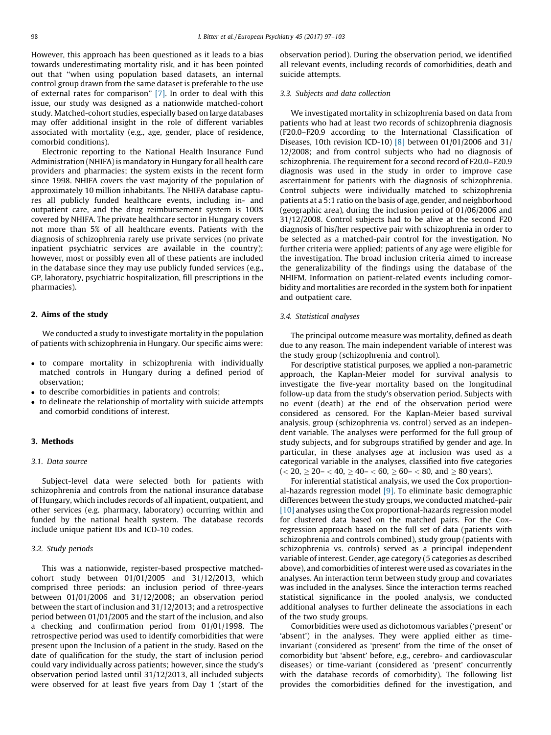However, this approach has been questioned as it leads to a bias towards underestimating mortality risk, and it has been pointed out that "when using population based datasets, an internal control group drawn from the same dataset is preferable to the use of external rates for comparison" [7]. In order to deal with this issue, our study was designed as a nationwide matched-cohort study. Matched-cohort studies, especially based on large databases may offer additional insight in the role of different variables associated with mortality (e.g., age, gender, place of residence, comorbid conditions).

Electronic reporting to the National Health Insurance Fund Administration (NHIFA) is mandatory in Hungary for all health care providers and pharmacies; the system exists in the recent form since 1998. NHIFA covers the vast majority of the population of approximately 10 million inhabitants. The NHIFA database captures all publicly funded healthcare events, including in- and outpatient care, and the drug reimbursement system is 100% covered by NHIFA. The private healthcare sector in Hungary covers not more than 5% of all healthcare events. Patients with the diagnosis of schizophrenia rarely use private services (no private inpatient psychiatric services are available in the country); however, most or possibly even all of these patients are included in the database since they may use publicly funded services (e.g., GP, laboratory, psychiatric hospitalization, fill prescriptions in the pharmacies).

## 2. Aims of the study

We conducted a study to investigate mortality in the population of patients with schizophrenia in Hungary. Our specific aims were:

- to compare mortality in schizophrenia with individually matched controls in Hungary during a defined period of observation;
- to describe comorbidities in patients and controls;
- to delineate the relationship of mortality with suicide attempts and comorbid conditions of interest.

## 3. Methods

### 3.1. Data source

Subject-level data were selected both for patients with schizophrenia and controls from the national insurance database of Hungary, which includes records of all inpatient, outpatient, and other services (e.g. pharmacy, laboratory) occurring within and funded by the national health system. The database records include unique patient IDs and ICD-10 codes.

### 3.2. Study periods

This was a nationwide, register-based prospective matched-cohort study between 01/01/2005 and 31/12/2013, which comprised three periods: an inclusion period of three-years between 01/01/2006 and 31/12/2008; an observation period between the start of inclusion and 31/12/2013; and a retrospective period between 01/01/2005 and the start of the inclusion, and also a checking and confirmation period from 01/01/1998. The retrospective period was used to identify comorbidities that were present upon the Inclusion of a patient in the study. Based on the date of qualification for the study, the start of inclusion period could vary individually across patients; however, since the study's observation period lasted until 31/12/2013, all included subjects were observed for at least five years from Day 1 (start of the observation period). During the observation period, we identified all relevant events, including records of comorbidities, death and suicide attempts.

### 3.3. Subjects and data collection

We investigated mortality in schizophrenia based on data from patients who had at least two records of schizophrenia diagnosis (F20.0–F20.9 according to the International Classification of Diseases, 10th revision ICD-10) [8] between 01/01/2006 and 31/12/2008; and from control subjects who had no diagnosis of schizophrenia. The requirement for a second record of F20.0–F20.9 diagnosis was used in the study in order to improve case ascertainment for patients with the diagnosis of schizophrenia. Control subjects were individually matched to schizophrenia patients at a 5:1 ratio on the basis of age, gender, and neighborhood (geographic area), during the inclusion period of 01/06/2006 and 31/12/2008. Control subjects had to be alive at the second F20 diagnosis of his/her respective pair with schizophrenia in order to be selected as a matched-pair control for the investigation. No further criteria were applied; patients of any age were eligible for the investigation. The broad inclusion criteria aimed to increase the generalizability of the findings using the database of the NHIFM. Information on patient-related events including comorbidity and mortalities are recorded in the system both for inpatient and outpatient care.

### 3.4. Statistical analyses

The principal outcome measure was mortality, defined as death due to any reason. The main independent variable of interest was the study group (schizophrenia and control).

For descriptive statistical purposes, we applied a non-parametric approach, the Kaplan-Meier model for survival analysis to investigate the five-year mortality based on the longitudinal follow-up data from the study's observation period. Subjects with no event (death) at the end of the observation period were considered as censored. For the Kaplan-Meier based survival analysis, group (schizophrenia vs. control) served as an independent variable. The analyses were performed for the full group of study subjects, and for subgroups stratified by gender and age. In particular, in these analyses age at inclusion was used as a categorical variable in the analyses, classified into five categories ($< 20$, $\geq 20$– $< 40$, $\geq 40$– $< 60$, $\geq 60$– $< 80$, and $\geq 80$ years).

For inferential statistical analysis, we used the Cox proportional-hazards regression model [9]. To eliminate basic demographic differences between the study groups, we conducted matched-pair [10] analyses using the Cox proportional-hazards regression model for clustered data based on the matched pairs. For the Cox-regression approach based on the full set of data (patients with schizophrenia and controls combined), study group (patients with schizophrenia vs. controls) served as a principal independent variable of interest. Gender, age category (5 categories as described above), and comorbidities of interest were used as covariates in the analyses. An interaction term between study group and covariates was included in the analyses. Since the interaction terms reached statistical significance in the pooled analysis, we conducted additional analyses to further delineate the associations in each of the two study groups.

Comorbidities were used as dichotomous variables ('present' or 'absent') in the analyses. They were applied either as time-invariant (considered as 'present' from the time of the onset of comorbidity but 'absent' before, e.g., cerebro- and cardiovascular diseases) or time-variant (considered as 'present' concurrently with the database records of comorbidity). The following list provides the comorbidities defined for the investigation, and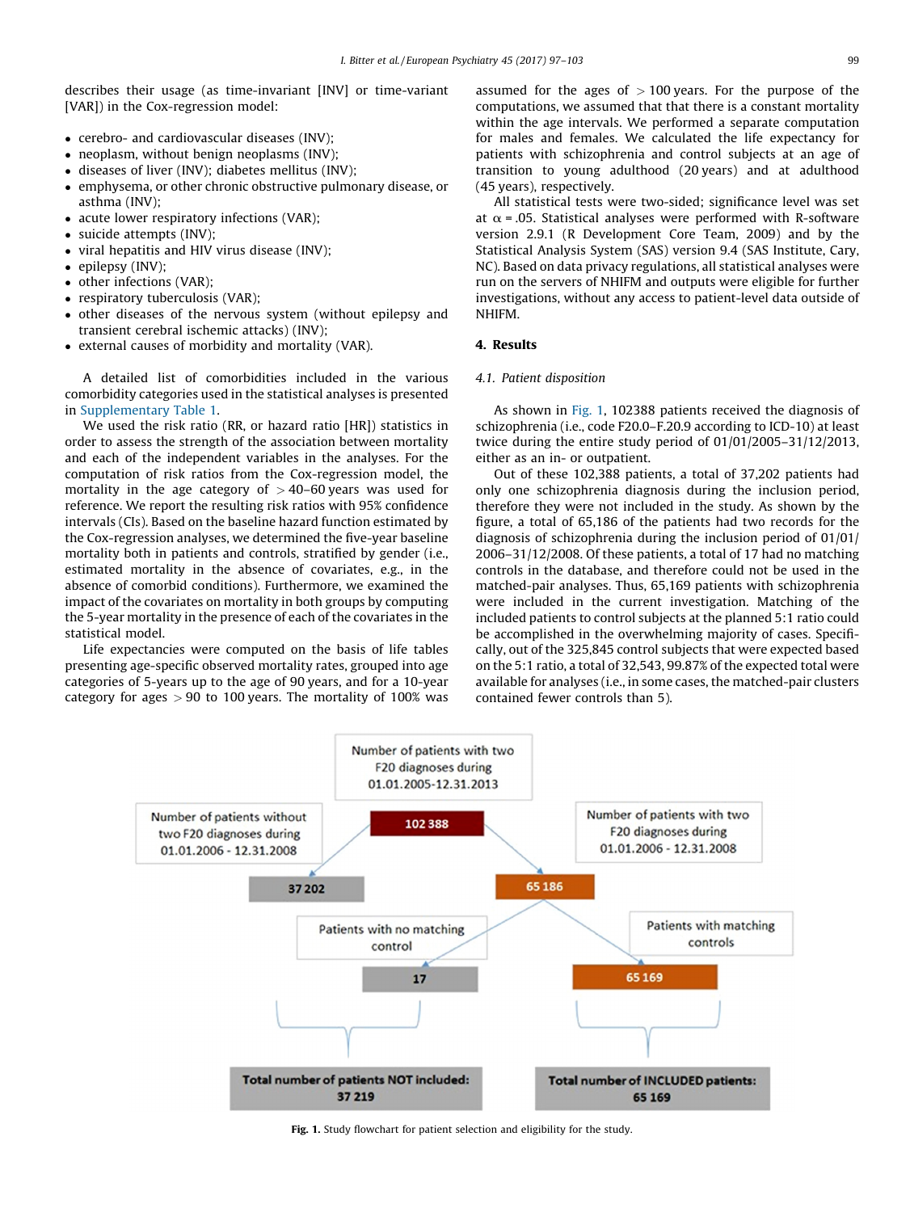describes their usage (as time-invariant [INV] or time-variant [VAR]) in the Cox-regression model:

- cerebro- and cardiovascular diseases (INV);
- neoplasm, without benign neoplasms (INV);
- diseases of liver (INV); diabetes mellitus (INV);
- emphysema, or other chronic obstructive pulmonary disease, or asthma (INV);
- acute lower respiratory infections (VAR);
- suicide attempts (INV);
- viral hepatitis and HIV virus disease (INV);
- epilepsy (INV);
- other infections (VAR);
- respiratory tuberculosis (VAR);
- other diseases of the nervous system (without epilepsy and transient cerebral ischemic attacks) (INV);
- external causes of morbidity and mortality (VAR).

A detailed list of comorbidities included in the various comorbidity categories used in the statistical analyses is presented in Supplementary Table 1.

We used the risk ratio (RR, or hazard ratio [HR]) statistics in order to assess the strength of the association between mortality and each of the independent variables in the analyses. For the computation of risk ratios from the Cox-regression model, the mortality in the age category of > 40–60 years was used for reference. We report the resulting risk ratios with 95% confidence intervals (CIs). Based on the baseline hazard function estimated by the Cox-regression analyses, we determined the five-year baseline mortality both in patients and controls, stratified by gender (i.e., estimated mortality in the absence of covariates, e.g., in the absence of comorbid conditions). Furthermore, we examined the impact of the covariates on mortality in both groups by computing the 5-year mortality in the presence of each of the covariates in the statistical model.

Life expectancies were computed on the basis of life tables presenting age-specific observed mortality rates, grouped into age categories of 5-years up to the age of 90 years, and for a 10-year category for ages > 90 to 100 years. The mortality of 100% was assumed for the ages of > 100 years. For the purpose of the computations, we assumed that that there is a constant mortality within the age intervals. We performed a separate computation for males and females. We calculated the life expectancy for patients with schizophrenia and control subjects at an age of transition to young adulthood (20 years) and at adulthood (45 years), respectively.

All statistical tests were two-sided; significance level was set at $\alpha = .05$. Statistical analyses were performed with R-software version 2.9.1 (R Development Core Team, 2009) and by the Statistical Analysis System (SAS) version 9.4 (SAS Institute, Cary, NC). Based on data privacy regulations, all statistical analyses were run on the servers of NHIFM and outputs were eligible for further investigations, without any access to patient-level data outside of NHIFM.

## 4. Results

### 4.1. Patient disposition

As shown in Fig. 1, 102388 patients received the diagnosis of schizophrenia (i.e., code F20.0–F.20.9 according to ICD-10) at least twice during the entire study period of 01/01/2005–31/12/2013, either as an in- or outpatient.

Out of these 102,388 patients, a total of 37,202 patients had only one schizophrenia diagnosis during the inclusion period, therefore they were not included in the study. As shown by the figure, a total of 65,186 of the patients had two records for the diagnosis of schizophrenia during the inclusion period of 01/01/2006–31/12/2008. Of these patients, a total of 17 had no matching controls in the database, and therefore could not be used in the matched-pair analyses. Thus, 65,169 patients with schizophrenia were included in the current investigation. Matching of the included patients to control subjects at the planned 5:1 ratio could be accomplished in the overwhelming majority of cases. Specifically, out of the 325,845 control subjects that were expected based on the 5:1 ratio, a total of 32,543, 99.87% of the expected total were available for analyses (i.e., in some cases, the matched-pair clusters contained fewer controls than 5).

Number of patients with two F20 diagnoses during 01.01.2005-12.31.2013: 102 388

Number of patients without two F20 diagnoses during 01.01.2006 - 12.31.2008: 37 202

Number of patients with two F20 diagnoses during 01.01.2006 - 12.31.2008: 65 186

Patients with no matching control: 17

Patients with matching controls: 65 169

Total number of patients NOT included: 37 219

Total number of INCLUDED patients: 65 169

**Fig. 1.** Study flowchart for patient selection and eligibility for the study.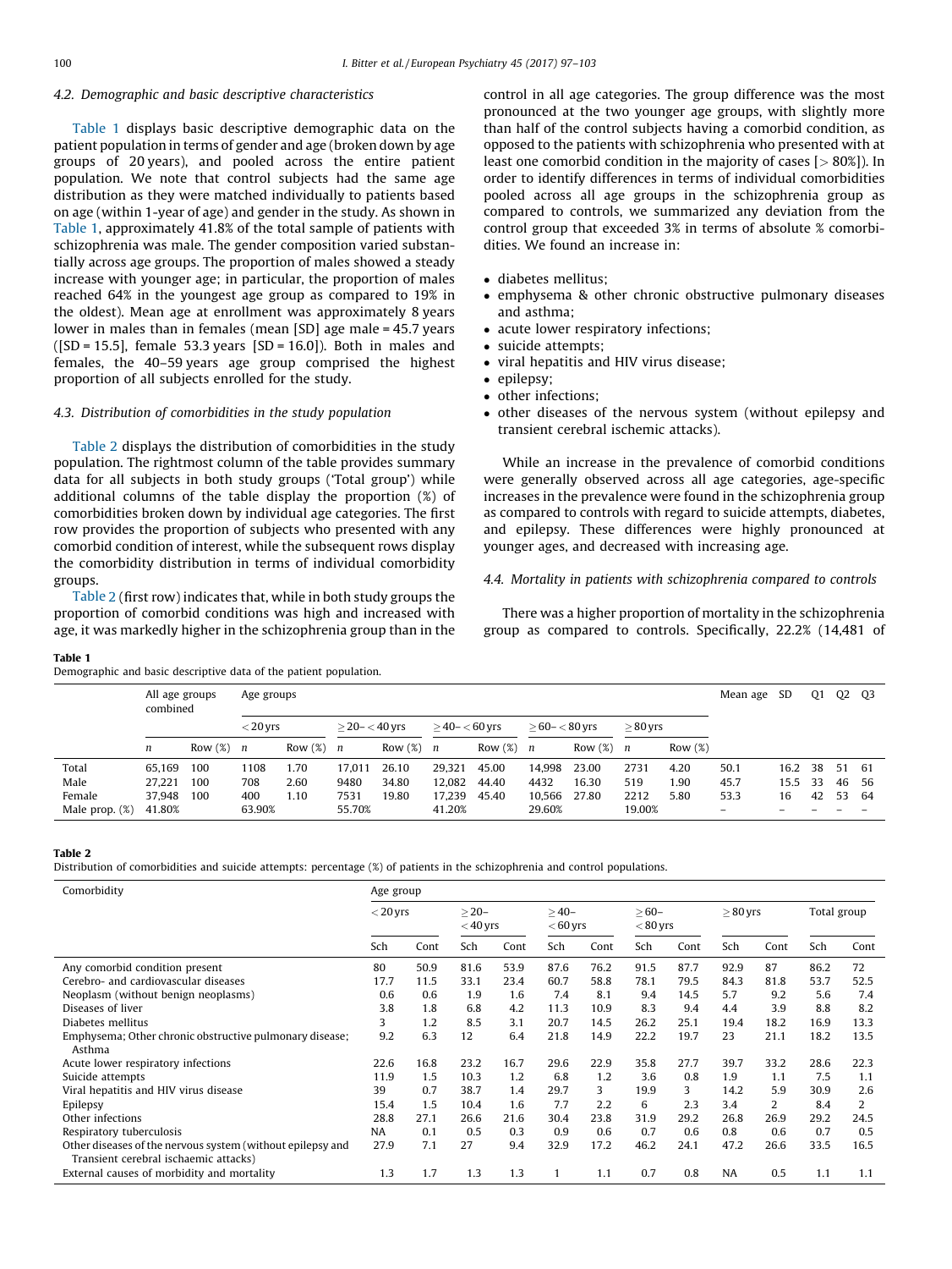### 4.2. Demographic and basic descriptive characteristics

Table 1 displays basic descriptive demographic data on the patient population in terms of gender and age (broken down by age groups of 20 years), and pooled across the entire patient population. We note that control subjects had the same age distribution as they were matched individually to patients based on age (within 1-year of age) and gender in the study. As shown in Table 1, approximately 41.8% of the total sample of patients with schizophrenia was male. The gender composition varied substantially across age groups. The proportion of males showed a steady increase with younger age; in particular, the proportion of males reached 64% in the youngest age group as compared to 19% in the oldest). Mean age at enrollment was approximately 8 years lower in males than in females (mean [SD] age male = 45.7 years ([SD = 15.5], female 53.3 years [SD = 16.0]). Both in males and females, the 40–59 years age group comprised the highest proportion of all subjects enrolled for the study.

### 4.3. Distribution of comorbidities in the study population

Table 2 displays the distribution of comorbidities in the study population. The rightmost column of the table provides summary data for all subjects in both study groups ('Total group') while additional columns of the table display the proportion (%) of comorbidities broken down by individual age categories. The first row provides the proportion of subjects who presented with any comorbid condition of interest, while the subsequent rows display the comorbidity distribution in terms of individual comorbidity groups.

Table 2 (first row) indicates that, while in both study groups the proportion of comorbid conditions was high and increased with age, it was markedly higher in the schizophrenia group than in the control in all age categories. The group difference was the most pronounced at the two younger age groups, with slightly more than half of the control subjects having a comorbid condition, as opposed to the patients with schizophrenia who presented with at least one comorbid condition in the majority of cases [> 80%]). In order to identify differences in terms of individual comorbidities pooled across all age groups in the schizophrenia group as compared to controls, we summarized any deviation from the control group that exceeded 3% in terms of absolute % comorbidities. We found an increase in:

- diabetes mellitus;
- emphysema & other chronic obstructive pulmonary diseases and asthma;
- acute lower respiratory infections;
- suicide attempts;
- viral hepatitis and HIV virus disease;
- epilepsy;
- other infections;
- other diseases of the nervous system (without epilepsy and transient cerebral ischemic attacks).

While an increase in the prevalence of comorbid conditions were generally observed across all age categories, age-specific increases in the prevalence were found in the schizophrenia group as compared to controls with regard to suicide attempts, diabetes, and epilepsy. These differences were highly pronounced at younger ages, and decreased with increasing age.

### 4.4. Mortality in patients with schizophrenia compared to controls

There was a higher proportion of mortality in the schizophrenia group as compared to controls. Specifically, 22.2% (14,481 of

**Table 1**
Demographic and basic descriptive data of the patient population.

| | All age groups combined | | Age groups | | | | | | | | | | Mean age | SD | Q1 | Q2 | Q3 |
|---|---|---|---|---|---|---|---|---|---|---|---|---|---|---|---|---|---|
| | | | < 20 yrs | | ≥ 20– < 40 yrs | | ≥ 40– < 60 yrs | | ≥ 60– < 80 yrs | | ≥ 80 yrs | | | | | | |
| | n | Row (%) | n | Row (%) | n | Row (%) | n | Row (%) | n | Row (%) | n | Row (%) | | | | | |
| Total | 65,169 | 100 | 1108 | 1.70 | 17,011 | 26.10 | 29,321 | 45.00 | 14,998 | 23.00 | 2731 | 4.20 | 50.1 | 16.2 | 38 | 51 | 61 |
| Male | 27,221 | 100 | 708 | 2.60 | 9480 | 34.80 | 12,082 | 44.40 | 4432 | 16.30 | 519 | 1.90 | 45.7 | 15.5 | 33 | 46 | 56 |
| Female | 37,948 | 100 | 400 | 1.10 | 7531 | 19.80 | 17,239 | 45.40 | 10,566 | 27.80 | 2212 | 5.80 | 53.3 | 16 | 42 | 53 | 64 |
| Male prop. (%) | 41.80% | | 63.90% | | 55.70% | | 41.20% | | 29.60% | | 19.00% | | – | – | – | – | – |

**Table 2**
Distribution of comorbidities and suicide attempts: percentage (%) of patients in the schizophrenia and control populations.

| Comorbidity | Age group | | | | | | | | | | | |
|---|---|---|---|---|---|---|---|---|---|---|---|---|
| | < 20 yrs | | ≥ 20– < 40 yrs | | ≥ 40– < 60 yrs | | ≥ 60– < 80 yrs | | ≥ 80 yrs | | Total group | |
| | Sch | Cont | Sch | Cont | Sch | Cont | Sch | Cont | Sch | Cont | Sch | Cont |
| Any comorbid condition present | 80 | 50.9 | 81.6 | 53.9 | 87.6 | 76.2 | 91.5 | 87.7 | 92.9 | 87 | 86.2 | 72 |
| Cerebro- and cardiovascular diseases | 17.7 | 11.5 | 33.1 | 23.4 | 60.7 | 58.8 | 78.1 | 79.5 | 84.3 | 81.8 | 53.7 | 52.5 |
| Neoplasm (without benign neoplasms) | 0.6 | 0.6 | 1.9 | 1.6 | 7.4 | 8.1 | 9.4 | 14.5 | 5.7 | 9.2 | 5.6 | 7.4 |
| Diseases of liver | 3.8 | 1.8 | 6.8 | 4.2 | 11.3 | 10.9 | 8.3 | 9.4 | 4.4 | 3.9 | 8.8 | 8.2 |
| Diabetes mellitus | 3 | 1.2 | 8.5 | 3.1 | 20.7 | 14.5 | 26.2 | 25.1 | 19.4 | 18.2 | 16.9 | 13.3 |
| Emphysema; Other chronic obstructive pulmonary disease; Asthma | 9.2 | 6.3 | 12 | 6.4 | 21.8 | 14.9 | 22.2 | 19.7 | 23 | 21.1 | 18.2 | 13.5 |
| Acute lower respiratory infections | 22.6 | 16.8 | 23.2 | 16.7 | 29.6 | 22.9 | 35.8 | 27.7 | 39.7 | 33.2 | 28.6 | 22.3 |
| Suicide attempts | 11.9 | 1.5 | 10.3 | 1.2 | 6.8 | 1.2 | 3.6 | 0.8 | 1.9 | 1.1 | 7.5 | 1.1 |
| Viral hepatitis and HIV virus disease | 39 | 0.7 | 38.7 | 1.4 | 29.7 | 3 | 19.9 | 3 | 14.2 | 5.9 | 30.9 | 2.6 |
| Epilepsy | 15.4 | 1.5 | 10.4 | 1.6 | 7.7 | 2.2 | 6 | 2.3 | 3.4 | 2 | 8.4 | 2 |
| Other infections | 28.8 | 27.1 | 26.6 | 21.6 | 30.4 | 23.8 | 31.9 | 29.2 | 26.8 | 26.9 | 29.2 | 24.5 |
| Respiratory tuberculosis | NA | 0.1 | 0.5 | 0.3 | 0.9 | 0.6 | 0.7 | 0.6 | 0.8 | 0.6 | 0.7 | 0.5 |
| Other diseases of the nervous system (without epilepsy and Transient cerebral ischemic attacks) | 27.9 | 7.1 | 27 | 9.4 | 32.9 | 17.2 | 46.2 | 24.1 | 47.2 | 26.6 | 33.5 | 16.5 |
| External causes of morbidity and mortality | 1.3 | 1.7 | 1.3 | 1.3 | 1 | 1.1 | 0.7 | 0.8 | NA | 0.5 | 1.1 | 1.1 |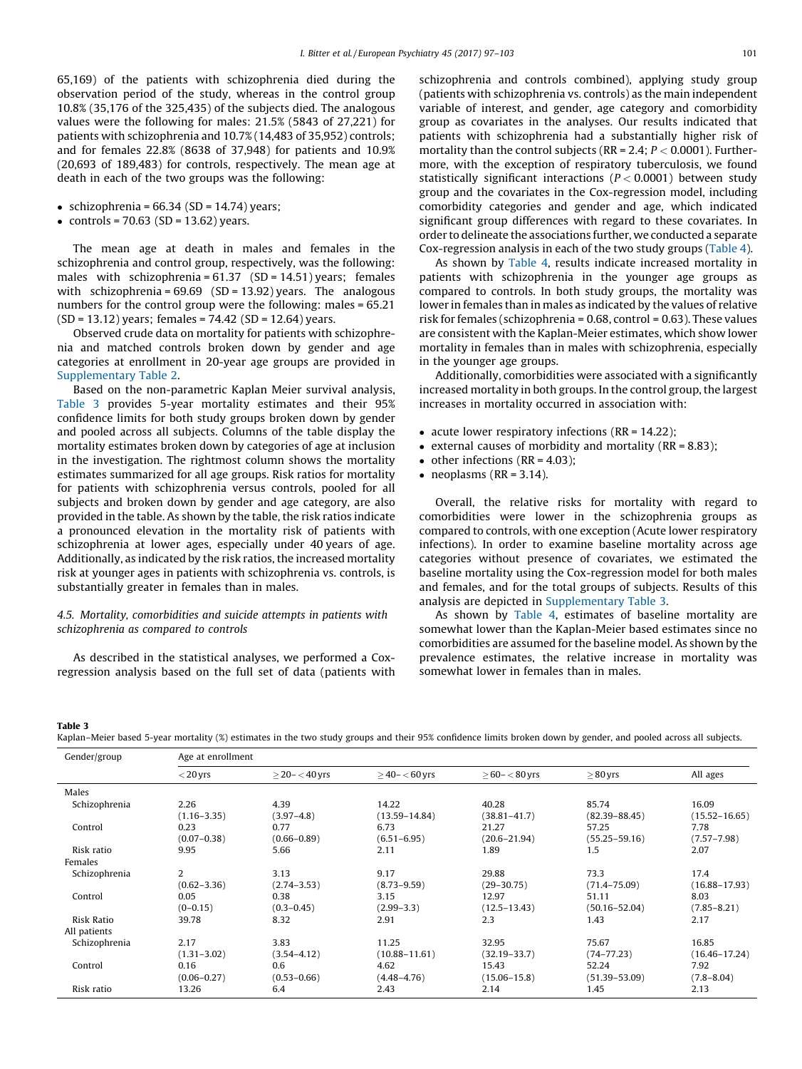65,169) of the patients with schizophrenia died during the observation period of the study, whereas in the control group 10.8% (35,176 of the 325,435) of the subjects died. The analogous values were the following for males: 21.5% (5843 of 27,221) for patients with schizophrenia and 10.7% (14,483 of 35,952) controls; and for females 22.8% (8638 of 37,948) for patients and 10.9% (20,693 of 189,483) for controls, respectively. The mean age at death in each of the two groups was the following:

- schizophrenia = 66.34 (SD = 14.74) years;
- controls = 70.63 (SD = 13.62) years.

The mean age at death in males and females in the schizophrenia and control group, respectively, was the following: males with schizophrenia = 61.37 (SD = 14.51) years; females with schizophrenia = 69.69 (SD = 13.92) years. The analogous numbers for the control group were the following: males = 65.21 (SD = 13.12) years; females = 74.42 (SD = 12.64) years.

Observed crude data on mortality for patients with schizophrenia and matched controls broken down by gender and age categories at enrollment in 20-year age groups are provided in Supplementary Table 2.

Based on the non-parametric Kaplan Meier survival analysis, Table 3 provides 5-year mortality estimates and their 95% confidence limits for both study groups broken down by gender and pooled across all subjects. Columns of the table display the mortality estimates broken down by categories of age at inclusion in the investigation. The rightmost column shows the mortality estimates summarized for all age groups. Risk ratios for mortality for patients with schizophrenia versus controls, pooled for all subjects and broken down by gender and age category, are also provided in the table. As shown by the table, the risk ratios indicate a pronounced elevation in the mortality risk of patients with schizophrenia at lower ages, especially under 40 years of age. Additionally, as indicated by the risk ratios, the increased mortality risk at younger ages in patients with schizophrenia vs. controls, is substantially greater in females than in males.

### 4.5. Mortality, comorbidities and suicide attempts in patients with schizophrenia as compared to controls

As described in the statistical analyses, we performed a Cox-regression analysis based on the full set of data (patients with schizophrenia and controls combined), applying study group (patients with schizophrenia vs. controls) as the main independent variable of interest, and gender, age category and comorbidity group as covariates in the analyses. Our results indicated that patients with schizophrenia had a substantially higher risk of mortality than the control subjects (RR = 2.4; $P < 0.0001$). Furthermore, with the exception of respiratory tuberculosis, we found statistically significant interactions ($P < 0.0001$) between study group and the covariates in the Cox-regression model, including comorbidity categories and gender and age, which indicated significant group differences with regard to these covariates. In order to delineate the associations further, we conducted a separate Cox-regression analysis in each of the two study groups (Table 4).

As shown by Table 4, results indicate increased mortality in patients with schizophrenia in the younger age groups as compared to controls. In both study groups, the mortality was lower in females than in males as indicated by the values of relative risk for females (schizophrenia = 0.68, control = 0.63). These values are consistent with the Kaplan-Meier estimates, which show lower mortality in females than in males with schizophrenia, especially in the younger age groups.

Additionally, comorbidities were associated with a significantly increased mortality in both groups. In the control group, the largest increases in mortality occurred in association with:

- acute lower respiratory infections (RR = 14.22);
- external causes of morbidity and mortality (RR = 8.83);
- other infections (RR = 4.03);
- neoplasms (RR = 3.14).

Overall, the relative risks for mortality with regard to comorbidities were lower in the schizophrenia groups as compared to controls, with one exception (Acute lower respiratory infections). In order to examine baseline mortality across age categories without presence of covariates, we estimated the baseline mortality using the Cox-regression model for both males and females, and for the total groups of subjects. Results of this analysis are depicted in Supplementary Table 3.

As shown by Table 4, estimates of baseline mortality are somewhat lower than the Kaplan-Meier based estimates since no comorbidities are assumed for the baseline model. As shown by the prevalence estimates, the relative increase in mortality was somewhat lower in females than in males.

**Table 3**
Kaplan–Meier based 5-year mortality (%) estimates in the two study groups and their 95% confidence limits broken down by gender, and pooled across all subjects.

| Gender/group | Age at enrollment | | | | | |
|---|---|---|---|---|---|---|
| | < 20 yrs | ≥ 20– < 40 yrs | ≥ 40– < 60 yrs | ≥ 60– < 80 yrs | ≥ 80 yrs | All ages |
| Males | | | | | | |
| Schizophrenia | 2.26<br>(1.16–3.35) | 4.39<br>(3.97–4.8) | 14.22<br>(13.59–14.84) | 40.28<br>(38.81–41.7) | 85.74<br>(82.39–88.45) | 16.09<br>(15.52–16.65) |
| Control | 0.23<br>(0.07–0.38) | 0.77<br>(0.66–0.89) | 6.73<br>(6.51–6.95) | 21.27<br>(20.6–21.94) | 57.25<br>(55.25–59.16) | 7.78<br>(7.57–7.98) |
| Risk ratio | 9.95 | 5.66 | 2.11 | 1.89 | 1.5 | 2.07 |
| Females | | | | | | |
| Schizophrenia | 2<br>(0.62–3.36) | 3.13<br>(2.74–3.53) | 9.17<br>(8.73–9.59) | 29.88<br>(29–30.75) | 73.3<br>(71.4–75.09) | 17.4<br>(16.88–17.93) |
| Control | 0.05<br>(0–0.15) | 0.38<br>(0.3–0.45) | 3.15<br>(2.99–3.3) | 12.97<br>(12.5–13.43) | 51.11<br>(50.16–52.04) | 8.03<br>(7.85–8.21) |
| Risk Ratio | 39.78 | 8.32 | 2.91 | 2.3 | 1.43 | 2.17 |
| All patients | | | | | | |
| Schizophrenia | 2.17<br>(1.31–3.02) | 3.83<br>(3.54–4.12) | 11.25<br>(10.88–11.61) | 32.95<br>(32.19–33.7) | 75.67<br>(74–77.23) | 16.85<br>(16.46–17.24) |
| Control | 0.16<br>(0.06–0.27) | 0.6<br>(0.53–0.66) | 4.62<br>(4.48–4.76) | 15.43<br>(15.06–15.8) | 52.24<br>(51.39–53.09) | 7.92<br>(7.8–8.04) |
| Risk ratio | 13.26 | 6.4 | 2.43 | 2.14 | 1.45 | 2.13 |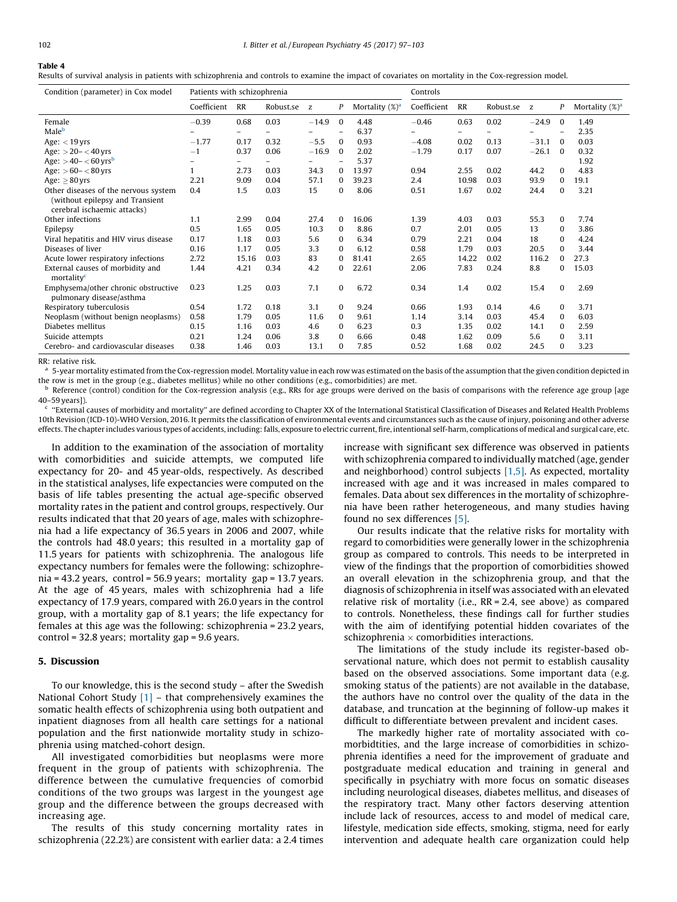**Table 4**
Results of survival analysis in patients with schizophrenia and controls to examine the impact of covariates on mortality in the Cox-regression model.

| Condition (parameter) in Cox model | Patients with schizophrenia | | | | | | Controls | | | | | |
|---|---|---|---|---|---|---|---|---|---|---|---|---|
| | Coefficient | RR | Robust.se | z | P | Mortality (%)[a] | Coefficient | RR | Robust.se | z | P | Mortality (%)[a] |
| Female | −0.39 | 0.68 | 0.03 | −14.9 | 0 | 4.48 | −0.46 | 0.63 | 0.02 | −24.9 | 0 | 1.49 |
| Male[b] | – | – | – | – | – | 6.37 | – | – | – | – | – | 2.35 |
| Age: < 19 yrs | −1.77 | 0.17 | 0.32 | −5.5 | 0 | 0.93 | −4.08 | 0.02 | 0.13 | −31.1 | 0 | 0.03 |
| Age: > 20– < 40 yrs | −1 | 0.37 | 0.06 | −16.9 | 0 | 2.02 | −1.79 | 0.17 | 0.07 | −26.1 | 0 | 0.32 |
| Age: > 40– < 60 yrs[b] | – | – | – | – | – | 5.37 | | | | | | 1.92 |
| Age: > 60– < 80 yrs | 1 | 2.73 | 0.03 | 34.3 | 0 | 13.97 | 0.94 | 2.55 | 0.02 | 44.2 | 0 | 4.83 |
| Age: ≥ 80 yrs | 2.21 | 9.09 | 0.04 | 57.1 | 0 | 39.23 | 2.4 | 10.98 | 0.03 | 93.9 | 0 | 19.1 |
| Other diseases of the nervous system (without epilepsy and Transient cerebral ischaemic attacks) | 0.4 | 1.5 | 0.03 | 15 | 0 | 8.06 | 0.51 | 1.67 | 0.02 | 24.4 | 0 | 3.21 |
| Other infections | 1.1 | 2.99 | 0.04 | 27.4 | 0 | 16.06 | 1.39 | 4.03 | 0.03 | 55.3 | 0 | 7.74 |
| Epilepsy | 0.5 | 1.65 | 0.05 | 10.3 | 0 | 8.86 | 0.7 | 2.01 | 0.05 | 13 | 0 | 3.86 |
| Viral hepatitis and HIV virus disease | 0.17 | 1.18 | 0.03 | 5.6 | 0 | 6.34 | 0.79 | 2.21 | 0.04 | 18 | 0 | 4.24 |
| Diseases of liver | 0.16 | 1.17 | 0.05 | 3.3 | 0 | 6.12 | 0.58 | 1.79 | 0.03 | 20.5 | 0 | 3.44 |
| Acute lower respiratory infections | 2.72 | 15.16 | 0.03 | 83 | 0 | 81.41 | 2.65 | 14.22 | 0.02 | 116.2 | 0 | 27.3 |
| External causes of morbidity and mortality[c] | 1.44 | 4.21 | 0.34 | 4.2 | 0 | 22.61 | 2.06 | 7.83 | 0.24 | 8.8 | 0 | 15.03 |
| Emphysema/other chronic obstructive pulmonary disease/asthma | 0.23 | 1.25 | 0.03 | 7.1 | 0 | 6.72 | 0.34 | 1.4 | 0.02 | 15.4 | 0 | 2.69 |
| Respiratory tuberculosis | 0.54 | 1.72 | 0.18 | 3.1 | 0 | 9.24 | 0.66 | 1.93 | 0.14 | 4.6 | 0 | 3.71 |
| Neoplasm (without benign neoplasms) | 0.58 | 1.79 | 0.05 | 11.6 | 0 | 9.61 | 1.14 | 3.14 | 0.03 | 45.4 | 0 | 6.03 |
| Diabetes mellitus | 0.15 | 1.16 | 0.03 | 4.6 | 0 | 6.23 | 0.3 | 1.35 | 0.02 | 14.1 | 0 | 2.59 |
| Suicide attempts | 0.21 | 1.24 | 0.06 | 3.8 | 0 | 6.66 | 0.48 | 1.62 | 0.09 | 5.6 | 0 | 3.11 |
| Cerebro- and cardiovascular diseases | 0.38 | 1.46 | 0.03 | 13.1 | 0 | 7.85 | 0.52 | 1.68 | 0.02 | 24.5 | 0 | 3.23 |

RR: relative risk.
[a] 5-year mortality estimated from the Cox-regression model. Mortality value in each row was estimated on the basis of the assumption that the given condition depicted in the row is met in the group (e.g., diabetes mellitus) while no other conditions (e.g., comorbidities) are met.
[b] Reference (control) condition for the Cox-regression analysis (e.g., RRs for age groups were derived on the basis of comparisons with the reference age group [age 40–59 years]).
[c] "External causes of morbidity and mortality" are defined according to Chapter XX of the International Statistical Classification of Diseases and Related Health Problems 10th Revision (ICD-10)-WHO Version, 2016. It permits the classification of environmental events and circumstances such as the cause of injury, poisoning and other adverse effects. The chapter includes various types of accidents, including: falls, exposure to electric current, fire, intentional self-harm, complications of medical and surgical care, etc.

In addition to the examination of the association of mortality with comorbidities and suicide attempts, we computed life expectancy for 20- and 45 year-olds, respectively. As described in the statistical analyses, life expectancies were computed on the basis of life tables presenting the actual age-specific observed mortality rates in the patient and control groups, respectively. Our results indicated that that 20 years of age, males with schizophrenia had a life expectancy of 36.5 years in 2006 and 2007, while the controls had 48.0 years; this resulted in a mortality gap of 11.5 years for patients with schizophrenia. The analogous life expectancy numbers for females were the following: schizophrenia = 43.2 years, control = 56.9 years; mortality gap = 13.7 years. At the age of 45 years, males with schizophrenia had a life expectancy of 17.9 years, compared with 26.0 years in the control group, with a mortality gap of 8.1 years; the life expectancy for females at this age was the following: schizophrenia = 23.2 years, control = 32.8 years; mortality gap = 9.6 years.

## 5. Discussion

To our knowledge, this is the second study – after the Swedish National Cohort Study [1] – that comprehensively examines the somatic health effects of schizophrenia using both outpatient and inpatient diagnoses from all health care settings for a national population and the first nationwide mortality study in schizophrenia using matched-cohort design.

All investigated comorbidities but neoplasms were more frequent in the group of patients with schizophrenia. The difference between the cumulative frequencies of comorbid conditions of the two groups was largest in the youngest age group and the difference between the groups decreased with increasing age.

The results of this study concerning mortality rates in schizophrenia (22.2%) are consistent with earlier data: a 2.4 times increase with significant sex difference was observed in patients with schizophrenia compared to individually matched (age, gender and neighborhood) control subjects [1,5]. As expected, mortality increased with age and it was increased in males compared to females. Data about sex differences in the mortality of schizophrenia have been rather heterogeneous, and many studies having found no sex differences [5].

Our results indicate that the relative risks for mortality with regard to comorbidities were generally lower in the schizophrenia group as compared to controls. This needs to be interpreted in view of the findings that the proportion of comorbidities showed an overall elevation in the schizophrenia group, and that the diagnosis of schizophrenia in itself was associated with an elevated relative risk of mortality (i.e., RR = 2.4, see above) as compared to controls. Nonetheless, these findings call for further studies with the aim of identifying potential hidden covariates of the schizophrenia × comorbidities interactions.

The limitations of the study include its register-based observational nature, which does not permit to establish causality based on the observed associations. Some important data (e.g. smoking status of the patients) are not available in the database, the authors have no control over the quality of the data in the database, and truncation at the beginning of follow-up makes it difficult to differentiate between prevalent and incident cases.

The markedly higher rate of mortality associated with comorbidtities, and the large increase of comorbidities in schizophrenia identifies a need for the improvement of graduate and postgraduate medical education and training in general and specifically in psychiatry with more focus on somatic diseases including neurological diseases, diabetes mellitus, and diseases of the respiratory tract. Many other factors deserving attention include lack of resources, access to and model of medical care, lifestyle, medication side effects, smoking, stigma, need for early intervention and adequate health care organization could help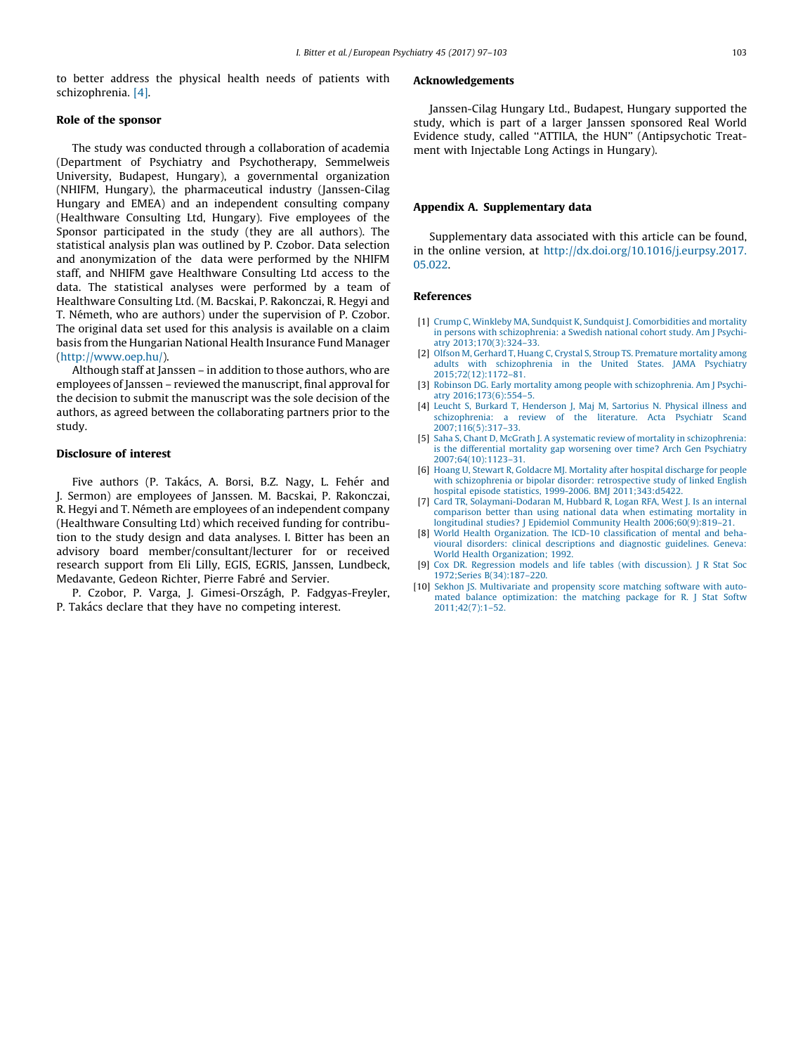to better address the physical health needs of patients with schizophrenia. [4].

## Role of the sponsor

The study was conducted through a collaboration of academia (Department of Psychiatry and Psychotherapy, Semmelweis University, Budapest, Hungary), a governmental organization (NHIFM, Hungary), the pharmaceutical industry (Janssen-Cilag Hungary and EMEA) and an independent consulting company (Healthware Consulting Ltd, Hungary). Five employees of the Sponsor participated in the study (they are all authors). The statistical analysis plan was outlined by P. Czobor. Data selection and anonymization of the data were performed by the NHIFM staff, and NHIFM gave Healthware Consulting Ltd access to the data. The statistical analyses were performed by a team of Healthware Consulting Ltd. (M. Bacskai, P. Rakonczai, R. Hegyi and T. Németh, who are authors) under the supervision of P. Czobor. The original data set used for this analysis is available on a claim basis from the Hungarian National Health Insurance Fund Manager (http://www.oep.hu/).

Although staff at Janssen – in addition to those authors, who are employees of Janssen – reviewed the manuscript, final approval for the decision to submit the manuscript was the sole decision of the authors, as agreed between the collaborating partners prior to the study.

## Disclosure of interest

Five authors (P. Takács, A. Borsi, B.Z. Nagy, L. Fehér and J. Sermon) are employees of Janssen. M. Bacskai, P. Rakonczai, R. Hegyi and T. Németh are employees of an independent company (Healthware Consulting Ltd) which received funding for contribution to the study design and data analyses. I. Bitter has been an advisory board member/consultant/lecturer for or received research support from Eli Lilly, EGIS, EGRIS, Janssen, Lundbeck, Medavante, Gedeon Richter, Pierre Fabré and Servier.

P. Czobor, P. Varga, J. Gimesi-Országh, P. Fadgyas-Freyler, P. Takács declare that they have no competing interest.

## Acknowledgements

Janssen-Cilag Hungary Ltd., Budapest, Hungary supported the study, which is part of a larger Janssen sponsored Real World Evidence study, called "ATTILA, the HUN" (Antipsychotic Treatment with Injectable Long Actings in Hungary).

## Appendix A. Supplementary data

Supplementary data associated with this article can be found, in the online version, at http://dx.doi.org/10.1016/j.eurpsy.2017.05.022.

## References

[1] Crump C, Winkleby MA, Sundquist K, Sundquist J. Comorbidities and mortality in persons with schizophrenia: a Swedish national cohort study. Am J Psychiatry 2013;170(3):324–33.

[2] Olfson M, Gerhard T, Huang C, Crystal S, Stroup TS. Premature mortality among adults with schizophrenia in the United States. JAMA Psychiatry 2015;72(12):1172–81.

[3] Robinson DG. Early mortality among people with schizophrenia. Am J Psychiatry 2016;173(6):554–5.

[4] Leucht S, Burkard T, Henderson J, Maj M, Sartorius N. Physical illness and schizophrenia: a review of the literature. Acta Psychiatr Scand 2007;116(5):317–33.

[5] Saha S, Chant D, McGrath J. A systematic review of mortality in schizophrenia: is the differential mortality gap worsening over time? Arch Gen Psychiatry 2007;64(10):1123–31.

[6] Hoang U, Stewart R, Goldacre MJ. Mortality after hospital discharge for people with schizophrenia or bipolar disorder: retrospective study of linked English hospital episode statistics, 1999-2006. BMJ 2011;343:d5422.

[7] Card TR, Solaymani-Dodaran M, Hubbard R, Logan RFA, West J. Is an internal comparison better than using national data when estimating mortality in longitudinal studies? J Epidemiol Community Health 2006;60(9):819–21.

[8] World Health Organization. The ICD-10 classification of mental and behavioural disorders: clinical descriptions and diagnostic guidelines. Geneva: World Health Organization; 1992.

[9] Cox DR. Regression models and life tables (with discussion). J R Stat Soc 1972;Series B(34):187–220.

[10] Sekhon JS. Multivariate and propensity score matching software with automated balance optimization: the matching package for R. J Stat Softw 2011;42(7):1–52.